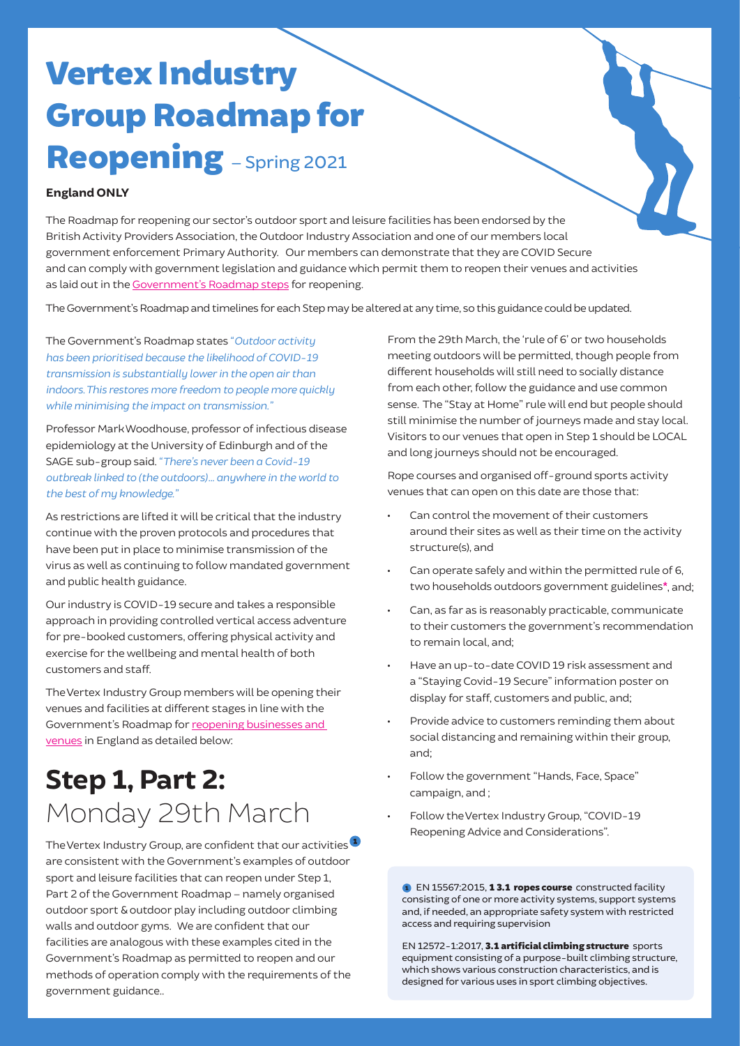# Vertex Industry Group Roadmap for Reopening – Spring 2021

**England ONLY**

The Roadmap for reopening our sector's outdoor sport and leisure facilities has been endorsed by the British Activity Providers Association, the Outdoor Industry Association and one of our members local government enforcement Primary Authority. Our members can demonstrate that they are COVID Secure and can comply with government legislation and guidance which permit them to reopen their venues and activities as laid out in the Government's Roadmap steps for reopening.

The Government's Roadmap and timelines for each Step may be altered at any time, so this guidance could be updated.

The Government's Roadmap states *"Outdoor activity has been prioritised because the likelihood of COVID-19 transmission is substantially lower in the open air than indoors. This restores more freedom to people more quickly while minimising the impact on transmission."*

Professor Mark Woodhouse, professor of infectious disease epidemiology at the University of Edinburgh and of the SAGE sub-group said. *"There's never been a Covid-19 outbreak linked to (the outdoors)… anywhere in the world to the best of my knowledge."*

As restrictions are lifted it will be critical that the industry continue with the proven protocols and procedures that have been put in place to minimise transmission of the virus as well as continuing to follow mandated government and public health guidance.

Our industry is COVID-19 secure and takes a responsible approach in providing controlled vertical access adventure for pre-booked customers, offering physical activity and exercise for the wellbeing and mental health of both customers and staff.

The Vertex Industry Group members will be opening their venues and facilities at different stages in line with the Government's Roadmap for reopening businesses and venues in England as detailed below:

## Step 1, Part 2: Monday 29th March

The Vertex Industry Group, are confident that our activities [1] are consistent with the Government's examples of outdoor sport and leisure facilities that can reopen under Step 1, Part 2 of the Government Roadmap – namely organised outdoor sport & outdoor play including outdoor climbing walls and outdoor gyms. We are confident that our facilities are analogous with these examples cited in the Government's Roadmap as permitted to reopen and our methods of operation comply with the requirements of the government guidance..

From the 29th March, the 'rule of 6' or two households meeting outdoors will be permitted, though people from different households will still need to socially distance from each other, follow the guidance and use common sense. The "Stay at Home" rule will end but people should still minimise the number of journeys made and stay local. Visitors to our venues that open in Step 1 should be LOCAL and long journeys should not be encouraged.

Rope courses and organised off-ground sports activity venues that can open on this date are those that:

- Can control the movement of their customers around their sites as well as their time on the activity structure(s), and
- Can operate safely and within the permitted rule of 6, two households outdoors government guidelines*, and;
- Can, as far as is reasonably practicable, communicate to their customers the government's recommendation to remain local, and;
- Have an up-to-date COVID 19 risk assessment and a "Staying Covid-19 Secure" information poster on display for staff, customers and public, and;
- Provide advice to customers reminding them about social distancing and remaining within their group, and;
- Follow the government "Hands, Face, Space" campaign, and ;
- Follow the Vertex Industry Group, "COVID-19 Reopening Advice and Considerations".

[1] EN 15567:2015, **1 3.1 ropes course** constructed facility consisting of one or more activity systems, support systems and, if needed, an appropriate safety system with restricted access and requiring supervision

EN 12572-1:2017, **3.1 artificial climbing structure** sports equipment consisting of a purpose-built climbing structure, which shows various construction characteristics, and is designed for various uses in sport climbing objectives.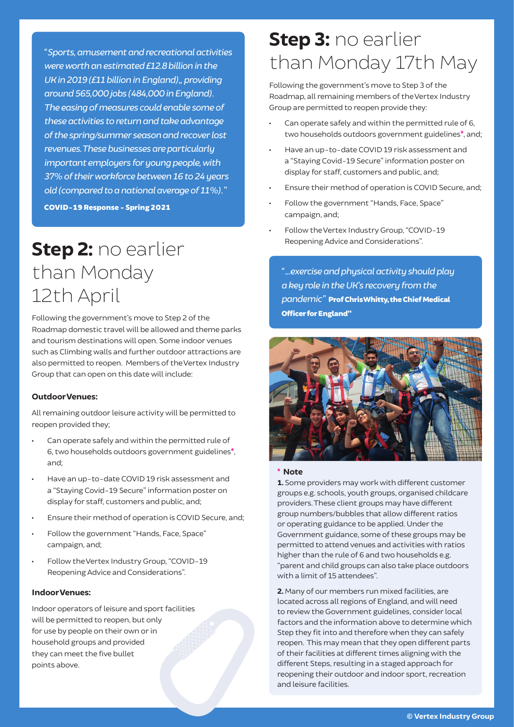> *"Sports, amusement and recreational activities were worth an estimated £12.8 billion in the UK in 2019 (£11 billion in England),, providing around 565,000 jobs (484,000 in England). The easing of measures could enable some of these activities to return and take advantage of the spring/summer season and recover lost revenues. These businesses are particularly important employers for young people, with 37% of their workforce between 16 to 24 years old (compared to a national average of 11%)."*
>
> **COVID-19 Response - Spring 2021**

## **Step 2:** no earlier than Monday 12th April

Following the government's move to Step 2 of the Roadmap domestic travel will be allowed and theme parks and tourism destinations will open. Some indoor venues such as Climbing walls and further outdoor attractions are also permitted to reopen. Members of the Vertex Industry Group that can open on this date will include:

**Outdoor Venues:**

All remaining outdoor leisure activity will be permitted to reopen provided they;

- Can operate safely and within the permitted rule of 6, two households outdoors government guidelines*, and;
- Have an up-to-date COVID 19 risk assessment and a "Staying Covid-19 Secure" information poster on display for staff, customers and public, and;
- Ensure their method of operation is COVID Secure, and;
- Follow the government "Hands, Face, Space" campaign, and;
- Follow the Vertex Industry Group, "COVID-19 Reopening Advice and Considerations".

**Indoor Venues:**

Indoor operators of leisure and sport facilities will be permitted to reopen, but only for use by people on their own or in household groups and provided they can meet the five bullet points above.

## **Step 3:** no earlier than Monday 17th May

Following the government's move to Step 3 of the Roadmap, all remaining members of the Vertex Industry Group are permitted to reopen provide they:

- Can operate safely and within the permitted rule of 6, two households outdoors government guidelines*, and;
- Have an up-to-date COVID 19 risk assessment and a "Staying Covid-19 Secure" information poster on display for staff, customers and public, and;
- Ensure their method of operation is COVID Secure, and;
- Follow the government "Hands, Face, Space" campaign, and;
- Follow the Vertex Industry Group, "COVID-19 Reopening Advice and Considerations".

> *"...exercise and physical activity should play a key role in the UK's recovery from the pandemic"* **Prof Chris Whitty, the Chief Medical Officer for England"**

**\* Note**

**1.** Some providers may work with different customer groups e.g. schools, youth groups, organised childcare providers. These client groups may have different group numbers/bubbles that allow different ratios or operating guidance to be applied. Under the Government guidance, some of these groups may be permitted to attend venues and activities with ratios higher than the rule of 6 and two households e.g. "parent and child groups can also take place outdoors with a limit of 15 attendees".

**2.** Many of our members run mixed facilities, are located across all regions of England, and will need to review the Government guidelines, consider local factors and the information above to determine which Step they fit into and therefore when they can safely reopen. This may mean that they open different parts of their facilities at different times aligning with the different Steps, resulting in a staged approach for reopening their outdoor and indoor sport, recreation and leisure facilities.

© Vertex Industry Group